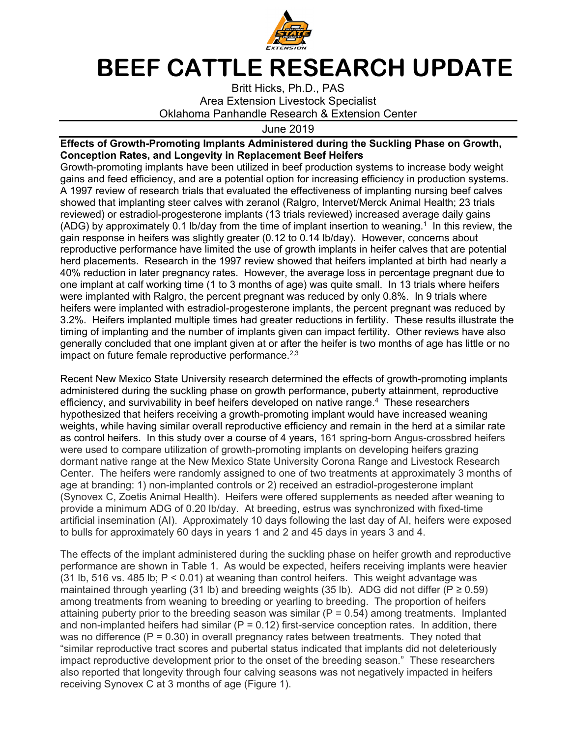# BEEF CATTLE RESEARCH UPDATE

Britt Hicks, Ph.D., PAS
Area Extension Livestock Specialist
Oklahoma Panhandle Research & Extension Center

June 2019

**Effects of Growth-Promoting Implants Administered during the Suckling Phase on Growth, Conception Rates, and Longevity in Replacement Beef Heifers**

Growth-promoting implants have been utilized in beef production systems to increase body weight gains and feed efficiency, and are a potential option for increasing efficiency in production systems. A 1997 review of research trials that evaluated the effectiveness of implanting nursing beef calves showed that implanting steer calves with zeranol (Ralgro, Intervet/Merck Animal Health; 23 trials reviewed) or estradiol-progesterone implants (13 trials reviewed) increased average daily gains (ADG) by approximately 0.1 lb/day from the time of implant insertion to weaning.[1] In this review, the gain response in heifers was slightly greater (0.12 to 0.14 lb/day). However, concerns about reproductive performance have limited the use of growth implants in heifer calves that are potential herd placements. Research in the 1997 review showed that heifers implanted at birth had nearly a 40% reduction in later pregnancy rates. However, the average loss in percentage pregnant due to one implant at calf working time (1 to 3 months of age) was quite small. In 13 trials where heifers were implanted with Ralgro, the percent pregnant was reduced by only 0.8%. In 9 trials where heifers were implanted with estradiol-progesterone implants, the percent pregnant was reduced by 3.2%. Heifers implanted multiple times had greater reductions in fertility. These results illustrate the timing of implanting and the number of implants given can impact fertility. Other reviews have also generally concluded that one implant given at or after the heifer is two months of age has little or no impact on future female reproductive performance.[2,3]

Recent New Mexico State University research determined the effects of growth-promoting implants administered during the suckling phase on growth performance, puberty attainment, reproductive efficiency, and survivability in beef heifers developed on native range.[4] These researchers hypothesized that heifers receiving a growth-promoting implant would have increased weaning weights, while having similar overall reproductive efficiency and remain in the herd at a similar rate as control heifers. In this study over a course of 4 years, 161 spring-born Angus-crossbred heifers were used to compare utilization of growth-promoting implants on developing heifers grazing dormant native range at the New Mexico State University Corona Range and Livestock Research Center. The heifers were randomly assigned to one of two treatments at approximately 3 months of age at branding: 1) non-implanted controls or 2) received an estradiol-progesterone implant (Synovex C, Zoetis Animal Health). Heifers were offered supplements as needed after weaning to provide a minimum ADG of 0.20 lb/day. At breeding, estrus was synchronized with fixed-time artificial insemination (AI). Approximately 10 days following the last day of AI, heifers were exposed to bulls for approximately 60 days in years 1 and 2 and 45 days in years 3 and 4.

The effects of the implant administered during the suckling phase on heifer growth and reproductive performance are shown in Table 1. As would be expected, heifers receiving implants were heavier (31 lb, 516 vs. 485 lb; $P < 0.01$) at weaning than control heifers. This weight advantage was maintained through yearling (31 lb) and breeding weights (35 lb). ADG did not differ ($P \geq 0.59$) among treatments from weaning to breeding or yearling to breeding. The proportion of heifers attaining puberty prior to the breeding season was similar ($P = 0.54$) among treatments. Implanted and non-implanted heifers had similar ($P = 0.12$) first-service conception rates. In addition, there was no difference ($P = 0.30$) in overall pregnancy rates between treatments. They noted that "similar reproductive tract scores and pubertal status indicated that implants did not deleteriously impact reproductive development prior to the onset of the breeding season." These researchers also reported that longevity through four calving seasons was not negatively impacted in heifers receiving Synovex C at 3 months of age (Figure 1).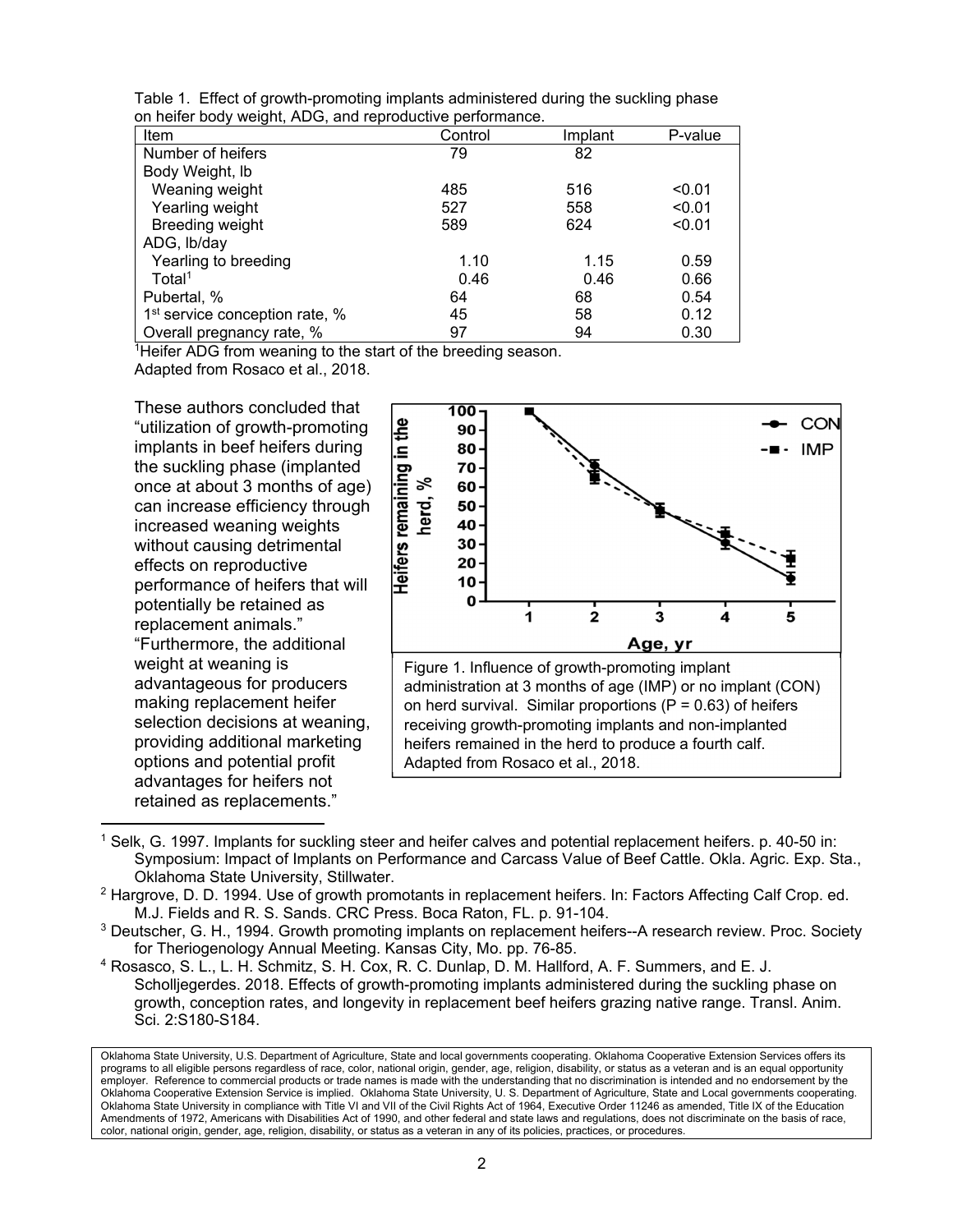Table 1. Effect of growth-promoting implants administered during the suckling phase on heifer body weight, ADG, and reproductive performance.

| Item | Control | Implant | P-value |
|---|---|---|---|
| Number of heifers | 79 | 82 | |
| Body Weight, lb | | | |
| Weaning weight | 485 | 516 | <0.01 |
| Yearling weight | 527 | 558 | <0.01 |
| Breeding weight | 589 | 624 | <0.01 |
| ADG, lb/day | | | |
| Yearling to breeding | 1.10 | 1.15 | 0.59 |
| Total[1] | 0.46 | 0.46 | 0.66 |
| Pubertal, % | 64 | 68 | 0.54 |
| 1st service conception rate, % | 45 | 58 | 0.12 |
| Overall pregnancy rate, % | 97 | 94 | 0.30 |

[1]Heifer ADG from weaning to the start of the breeding season.
Adapted from Rosaco et al., 2018.

These authors concluded that "utilization of growth-promoting implants in beef heifers during the suckling phase (implanted once at about 3 months of age) can increase efficiency through increased weaning weights without causing detrimental effects on reproductive performance of heifers that will potentially be retained as replacement animals." "Furthermore, the additional weight at weaning is advantageous for producers making replacement heifer selection decisions at weaning, providing additional marketing options and potential profit advantages for heifers not retained as replacements."

Heifers remaining in the herd, %
100
90
80
70
60
50
40
30
20
10
0
1 2 3 4 5
Age, yr
CON
IMP

Figure 1. Influence of growth-promoting implant administration at 3 months of age (IMP) or no implant (CON) on herd survival. Similar proportions (P = 0.63) of heifers receiving growth-promoting implants and non-implanted heifers remained in the herd to produce a fourth calf. Adapted from Rosaco et al., 2018.

---

[1] Selk, G. 1997. Implants for suckling steer and heifer calves and potential replacement heifers. p. 40-50 in: Symposium: Impact of Implants on Performance and Carcass Value of Beef Cattle. Okla. Agric. Exp. Sta., Oklahoma State University, Stillwater.

[2] Hargrove, D. D. 1994. Use of growth promotants in replacement heifers. In: Factors Affecting Calf Crop. ed. M.J. Fields and R. S. Sands. CRC Press. Boca Raton, FL. p. 91-104.

[3] Deutscher, G. H., 1994. Growth promoting implants on replacement heifers--A research review. Proc. Society for Theriogenology Annual Meeting. Kansas City, Mo. pp. 76-85.

[4] Rosasco, S. L., L. H. Schmitz, S. H. Cox, R. C. Dunlap, D. M. Hallford, A. F. Summers, and E. J. Scholljegerdes. 2018. Effects of growth-promoting implants administered during the suckling phase on growth, conception rates, and longevity in replacement beef heifers grazing native range. Transl. Anim. Sci. 2:S180-S184.

Oklahoma State University, U.S. Department of Agriculture, State and local governments cooperating. Oklahoma Cooperative Extension Services offers its programs to all eligible persons regardless of race, color, national origin, gender, age, religion, disability, or status as a veteran and is an equal opportunity employer. Reference to commercial products or trade names is made with the understanding that no discrimination is intended and no endorsement by the Oklahoma Cooperative Extension Service is implied. Oklahoma State University, U. S. Department of Agriculture, State and Local governments cooperating. Oklahoma State University in compliance with Title VI and VII of the Civil Rights Act of 1964, Executive Order 11246 as amended, Title IX of the Education Amendments of 1972, Americans with Disabilities Act of 1990, and other federal and state laws and regulations, does not discriminate on the basis of race, color, national origin, gender, age, religion, disability, or status as a veteran in any of its policies, practices, or procedures.